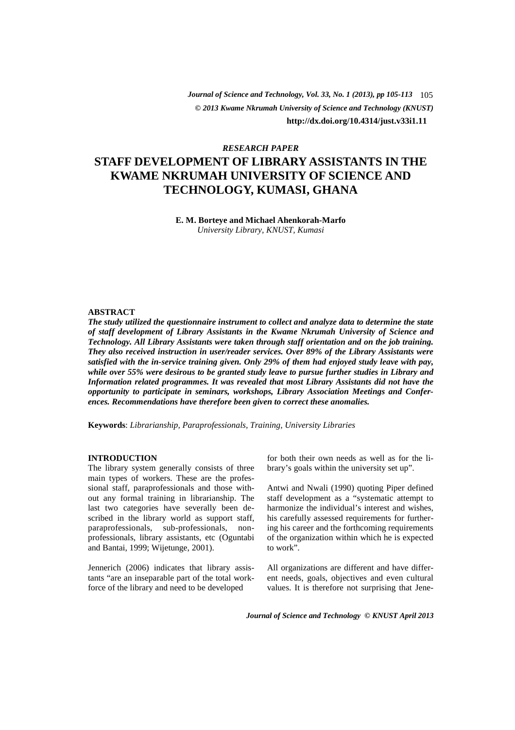*RESEARCH PAPER*

# STAFF DEVELOPMENT OF LIBRARY ASSISTANTS IN THE KWAME NKRUMAH UNIVERSITY OF SCIENCE AND TECHNOLOGY, KUMASI, GHANA

**E. M. Borteye and Michael Ahenkorah-Marfo**
*University Library, KNUST, Kumasi*

## ABSTRACT

***The study utilized the questionnaire instrument to collect and analyze data to determine the state of staff development of Library Assistants in the Kwame Nkrumah University of Science and Technology. All Library Assistants were taken through staff orientation and on the job training. They also received instruction in user/reader services. Over 89% of the Library Assistants were satisfied with the in-service training given. Only 29% of them had enjoyed study leave with pay, while over 55% were desirous to be granted study leave to pursue further studies in Library and Information related programmes. It was revealed that most Library Assistants did not have the opportunity to participate in seminars, workshops, Library Association Meetings and Conferences. Recommendations have therefore been given to correct these anomalies.***

**Keywords**: *Librarianship, Paraprofessionals, Training, University Libraries*

## INTRODUCTION

The library system generally consists of three main types of workers. These are the professional staff, paraprofessionals and those without any formal training in librarianship. The last two categories have severally been described in the library world as support staff, paraprofessionals, sub-professionals, non-professionals, library assistants, etc (Oguntabi and Bantai, 1999; Wijetunge, 2001).

Jennerich (2006) indicates that library assistants "are an inseparable part of the total workforce of the library and need to be developed for both their own needs as well as for the library's goals within the university set up".

Antwi and Nwali (1990) quoting Piper defined staff development as a "systematic attempt to harmonize the individual's interest and wishes, his carefully assessed requirements for furthering his career and the forthcoming requirements of the organization within which he is expected to work".

All organizations are different and have different needs, goals, objectives and even cultural values. It is therefore not surprising that Jene-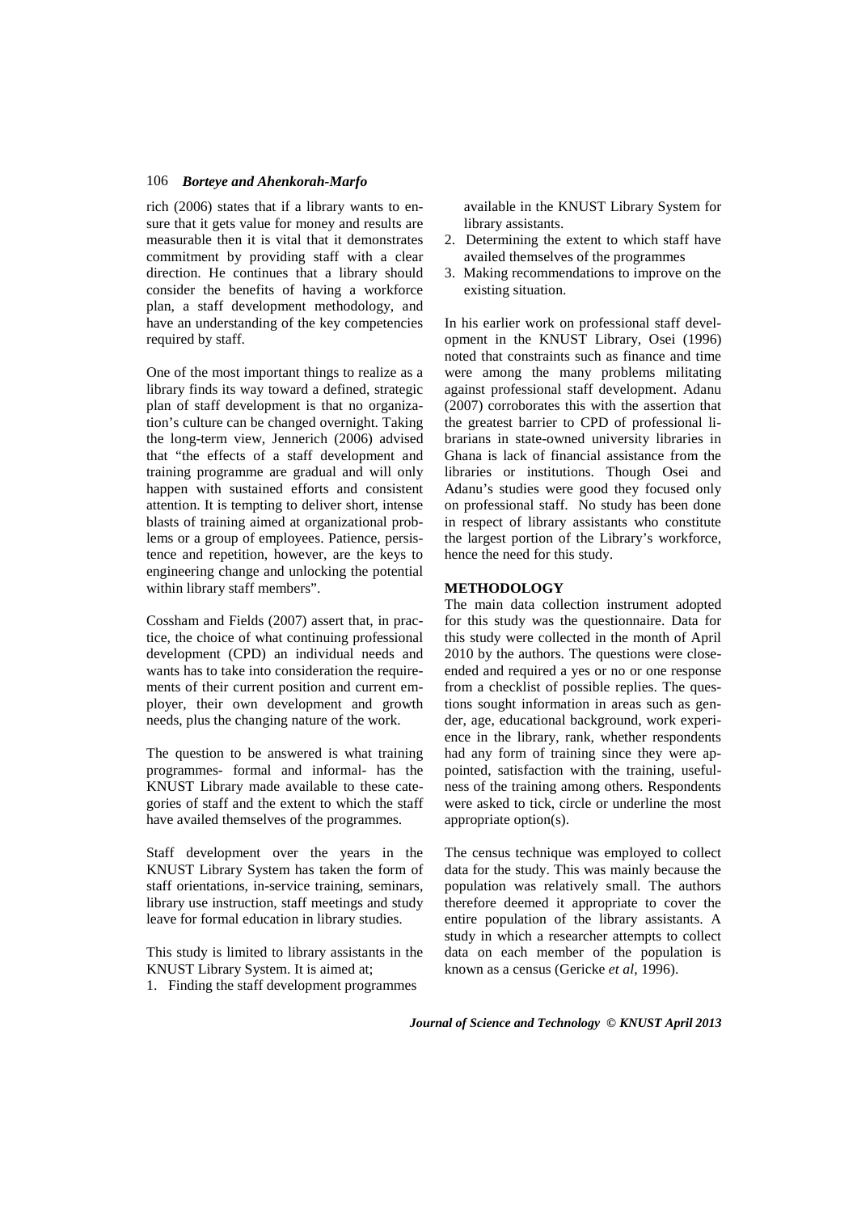rich (2006) states that if a library wants to ensure that it gets value for money and results are measurable then it is vital that it demonstrates commitment by providing staff with a clear direction. He continues that a library should consider the benefits of having a workforce plan, a staff development methodology, and have an understanding of the key competencies required by staff.

One of the most important things to realize as a library finds its way toward a defined, strategic plan of staff development is that no organization's culture can be changed overnight. Taking the long-term view, Jennerich (2006) advised that "the effects of a staff development and training programme are gradual and will only happen with sustained efforts and consistent attention. It is tempting to deliver short, intense blasts of training aimed at organizational problems or a group of employees. Patience, persistence and repetition, however, are the keys to engineering change and unlocking the potential within library staff members".

Cossham and Fields (2007) assert that, in practice, the choice of what continuing professional development (CPD) an individual needs and wants has to take into consideration the requirements of their current position and current employer, their own development and growth needs, plus the changing nature of the work.

The question to be answered is what training programmes- formal and informal- has the KNUST Library made available to these categories of staff and the extent to which the staff have availed themselves of the programmes.

Staff development over the years in the KNUST Library System has taken the form of staff orientations, in-service training, seminars, library use instruction, staff meetings and study leave for formal education in library studies.

This study is limited to library assistants in the KNUST Library System. It is aimed at;

1. Finding the staff development programmes available in the KNUST Library System for library assistants.
2. Determining the extent to which staff have availed themselves of the programmes
3. Making recommendations to improve on the existing situation.

In his earlier work on professional staff development in the KNUST Library, Osei (1996) noted that constraints such as finance and time were among the many problems militating against professional staff development. Adanu (2007) corroborates this with the assertion that the greatest barrier to CPD of professional librarians in state-owned university libraries in Ghana is lack of financial assistance from the libraries or institutions. Though Osei and Adanu's studies were good they focused only on professional staff. No study has been done in respect of library assistants who constitute the largest portion of the Library's workforce, hence the need for this study.

## METHODOLOGY

The main data collection instrument adopted for this study was the questionnaire. Data for this study were collected in the month of April 2010 by the authors. The questions were close-ended and required a yes or no or one response from a checklist of possible replies. The questions sought information in areas such as gender, age, educational background, work experience in the library, rank, whether respondents had any form of training since they were appointed, satisfaction with the training, usefulness of the training among others. Respondents were asked to tick, circle or underline the most appropriate option(s).

The census technique was employed to collect data for the study. This was mainly because the population was relatively small. The authors therefore deemed it appropriate to cover the entire population of the library assistants. A study in which a researcher attempts to collect data on each member of the population is known as a census (Gericke *et al*, 1996).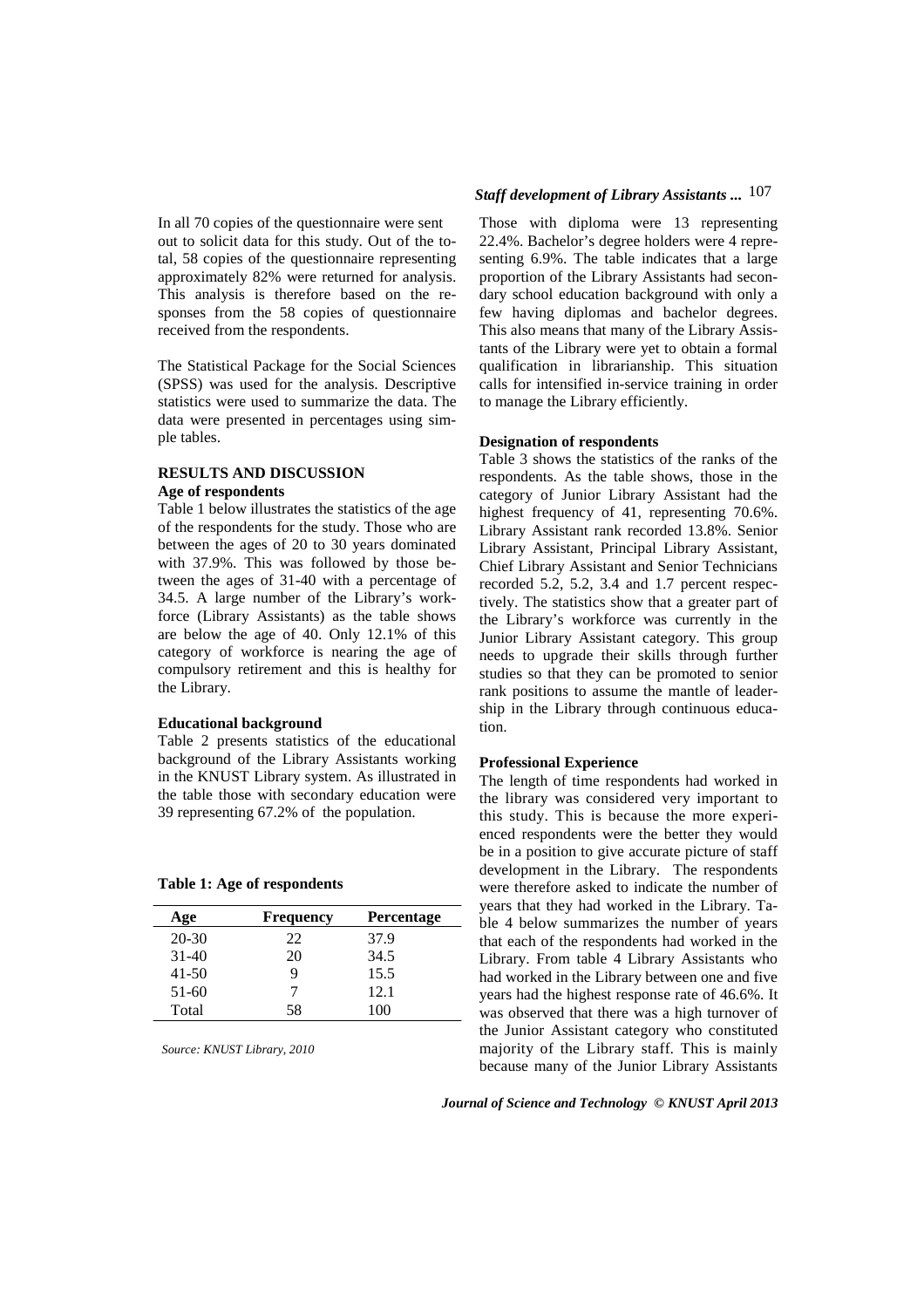In all 70 copies of the questionnaire were sent out to solicit data for this study. Out of the total, 58 copies of the questionnaire representing approximately 82% were returned for analysis. This analysis is therefore based on the responses from the 58 copies of questionnaire received from the respondents.

The Statistical Package for the Social Sciences (SPSS) was used for the analysis. Descriptive statistics were used to summarize the data. The data were presented in percentages using simple tables.

## RESULTS AND DISCUSSION

### Age of respondents

Table 1 below illustrates the statistics of the age of the respondents for the study. Those who are between the ages of 20 to 30 years dominated with 37.9%. This was followed by those between the ages of 31-40 with a percentage of 34.5. A large number of the Library's workforce (Library Assistants) as the table shows are below the age of 40. Only 12.1% of this category of workforce is nearing the age of compulsory retirement and this is healthy for the Library.

### Educational background

Table 2 presents statistics of the educational background of the Library Assistants working in the KNUST Library system. As illustrated in the table those with secondary education were 39 representing 67.2% of the population.

**Table 1: Age of respondents**

| Age | Frequency | Percentage |
|---|---|---|
| 20-30 | 22 | 37.9 |
| 31-40 | 20 | 34.5 |
| 41-50 | 9 | 15.5 |
| 51-60 | 7 | 12.1 |
| Total | 58 | 100 |

*Source: KNUST Library, 2010*

Those with diploma were 13 representing 22.4%. Bachelor's degree holders were 4 representing 6.9%. The table indicates that a large proportion of the Library Assistants had secondary school education background with only a few having diplomas and bachelor degrees. This also means that many of the Library Assistants of the Library were yet to obtain a formal qualification in librarianship. This situation calls for intensified in-service training in order to manage the Library efficiently.

### Designation of respondents

Table 3 shows the statistics of the ranks of the respondents. As the table shows, those in the category of Junior Library Assistant had the highest frequency of 41, representing 70.6%. Library Assistant rank recorded 13.8%. Senior Library Assistant, Principal Library Assistant, Chief Library Assistant and Senior Technicians recorded 5.2, 5.2, 3.4 and 1.7 percent respectively. The statistics show that a greater part of the Library's workforce was currently in the Junior Library Assistant category. This group needs to upgrade their skills through further studies so that they can be promoted to senior rank positions to assume the mantle of leadership in the Library through continuous education.

### Professional Experience

The length of time respondents had worked in the library was considered very important to this study. This is because the more experienced respondents were the better they would be in a position to give accurate picture of staff development in the Library. The respondents were therefore asked to indicate the number of years that they had worked in the Library. Table 4 below summarizes the number of years that each of the respondents had worked in the Library. From table 4 Library Assistants who had worked in the Library between one and five years had the highest response rate of 46.6%. It was observed that there was a high turnover of the Junior Assistant category who constituted majority of the Library staff. This is mainly because many of the Junior Library Assistants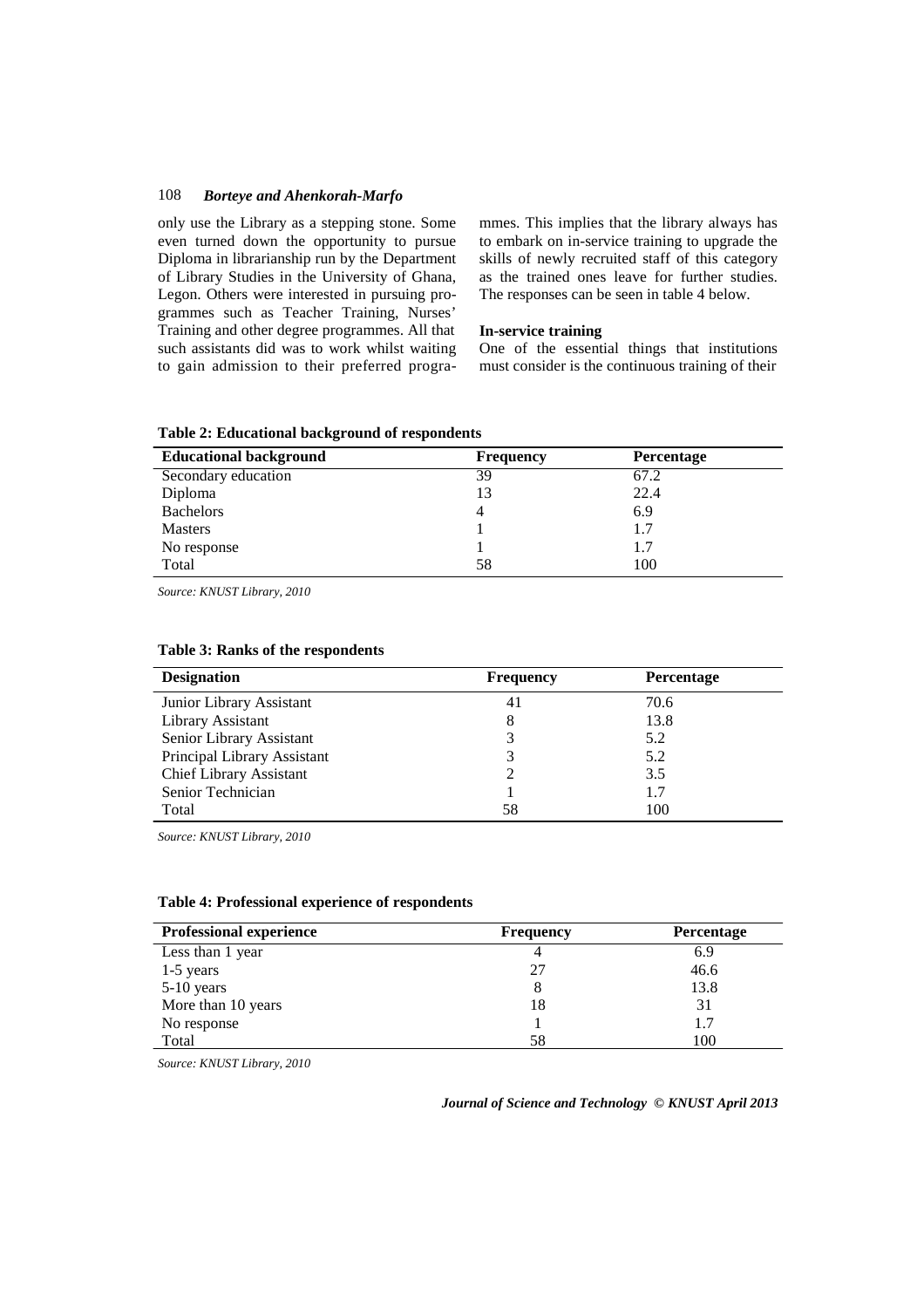only use the Library as a stepping stone. Some even turned down the opportunity to pursue Diploma in librarianship run by the Department of Library Studies in the University of Ghana, Legon. Others were interested in pursuing programmes such as Teacher Training, Nurses' Training and other degree programmes. All that such assistants did was to work whilst waiting to gain admission to their preferred programmes. This implies that the library always has to embark on in-service training to upgrade the skills of newly recruited staff of this category as the trained ones leave for further studies. The responses can be seen in table 4 below.

**In-service training**

One of the essential things that institutions must consider is the continuous training of their

**Table 2: Educational background of respondents**

| Educational background | Frequency | Percentage |
|---|---|---|
| Secondary education | 39 | 67.2 |
| Diploma | 13 | 22.4 |
| Bachelors | 4 | 6.9 |
| Masters | 1 | 1.7 |
| No response | 1 | 1.7 |
| Total | 58 | 100 |

*Source: KNUST Library, 2010*

**Table 3: Ranks of the respondents**

| Designation | Frequency | Percentage |
|---|---|---|
| Junior Library Assistant | 41 | 70.6 |
| Library Assistant | 8 | 13.8 |
| Senior Library Assistant | 3 | 5.2 |
| Principal Library Assistant | 3 | 5.2 |
| Chief Library Assistant | 2 | 3.5 |
| Senior Technician | 1 | 1.7 |
| Total | 58 | 100 |

*Source: KNUST Library, 2010*

**Table 4: Professional experience of respondents**

| Professional experience | Frequency | Percentage |
|---|---|---|
| Less than 1 year | 4 | 6.9 |
| 1-5 years | 27 | 46.6 |
| 5-10 years | 8 | 13.8 |
| More than 10 years | 18 | 31 |
| No response | 1 | 1.7 |
| Total | 58 | 100 |

*Source: KNUST Library, 2010*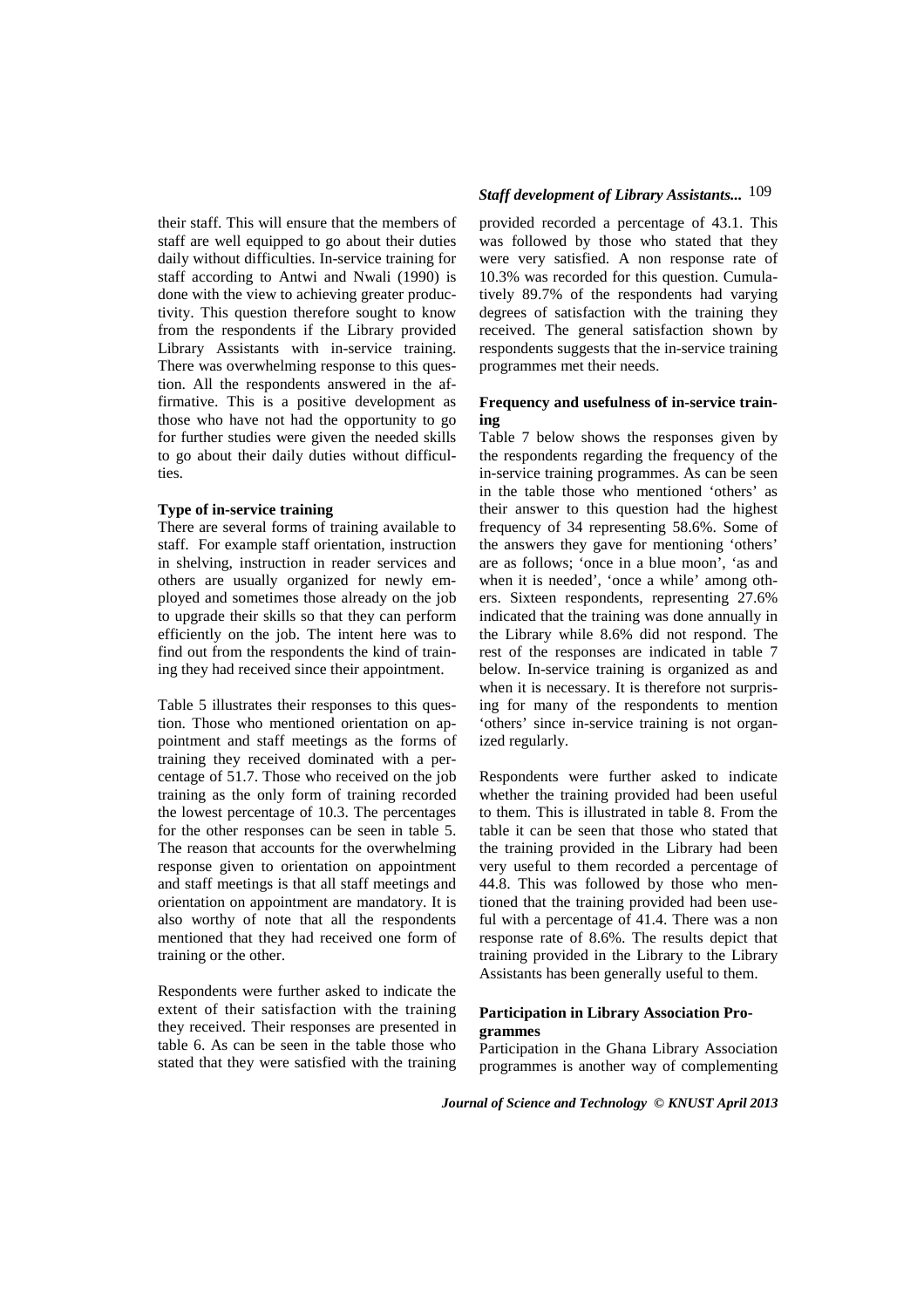their staff. This will ensure that the members of staff are well equipped to go about their duties daily without difficulties. In-service training for staff according to Antwi and Nwali (1990) is done with the view to achieving greater productivity. This question therefore sought to know from the respondents if the Library provided Library Assistants with in-service training. There was overwhelming response to this question. All the respondents answered in the affirmative. This is a positive development as those who have not had the opportunity to go for further studies were given the needed skills to go about their daily duties without difficulties.

**Type of in-service training**

There are several forms of training available to staff. For example staff orientation, instruction in shelving, instruction in reader services and others are usually organized for newly employed and sometimes those already on the job to upgrade their skills so that they can perform efficiently on the job. The intent here was to find out from the respondents the kind of training they had received since their appointment.

Table 5 illustrates their responses to this question. Those who mentioned orientation on appointment and staff meetings as the forms of training they received dominated with a percentage of 51.7. Those who received on the job training as the only form of training recorded the lowest percentage of 10.3. The percentages for the other responses can be seen in table 5. The reason that accounts for the overwhelming response given to orientation on appointment and staff meetings is that all staff meetings and orientation on appointment are mandatory. It is also worthy of note that all the respondents mentioned that they had received one form of training or the other.

Respondents were further asked to indicate the extent of their satisfaction with the training they received. Their responses are presented in table 6. As can be seen in the table those who stated that they were satisfied with the training provided recorded a percentage of 43.1. This was followed by those who stated that they were very satisfied. A non response rate of 10.3% was recorded for this question. Cumulatively 89.7% of the respondents had varying degrees of satisfaction with the training they received. The general satisfaction shown by respondents suggests that the in-service training programmes met their needs.

**Frequency and usefulness of in-service training**

Table 7 below shows the responses given by the respondents regarding the frequency of the in-service training programmes. As can be seen in the table those who mentioned 'others' as their answer to this question had the highest frequency of 34 representing 58.6%. Some of the answers they gave for mentioning 'others' are as follows; 'once in a blue moon', 'as and when it is needed', 'once a while' among others. Sixteen respondents, representing 27.6% indicated that the training was done annually in the Library while 8.6% did not respond. The rest of the responses are indicated in table 7 below. In-service training is organized as and when it is necessary. It is therefore not surprising for many of the respondents to mention 'others' since in-service training is not organized regularly.

Respondents were further asked to indicate whether the training provided had been useful to them. This is illustrated in table 8. From the table it can be seen that those who stated that the training provided in the Library had been very useful to them recorded a percentage of 44.8. This was followed by those who mentioned that the training provided had been useful with a percentage of 41.4. There was a non response rate of 8.6%. The results depict that training provided in the Library to the Library Assistants has been generally useful to them.

**Participation in Library Association Programmes**

Participation in the Ghana Library Association programmes is another way of complementing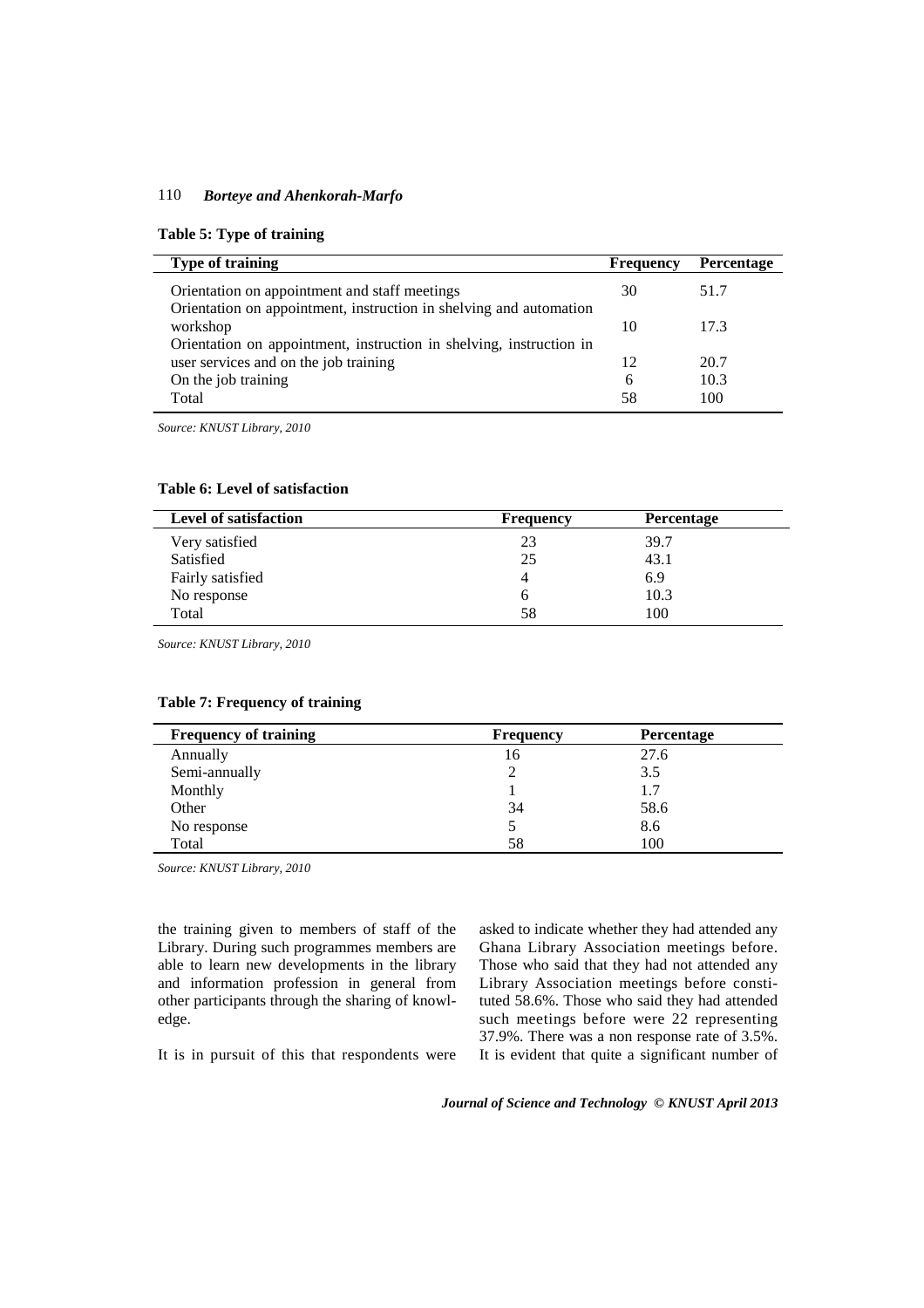**Table 5: Type of training**

| Type of training | Frequency | Percentage |
|---|---|---|
| Orientation on appointment and staff meetings | 30 | 51.7 |
| Orientation on appointment, instruction in shelving and automation workshop | 10 | 17.3 |
| Orientation on appointment, instruction in shelving, instruction in user services and on the job training | 12 | 20.7 |
| On the job training | 6 | 10.3 |
| Total | 58 | 100 |

*Source: KNUST Library, 2010*

**Table 6: Level of satisfaction**

| Level of satisfaction | Frequency | Percentage |
|---|---|---|
| Very satisfied | 23 | 39.7 |
| Satisfied | 25 | 43.1 |
| Fairly satisfied | 4 | 6.9 |
| No response | 6 | 10.3 |
| Total | 58 | 100 |

*Source: KNUST Library, 2010*

**Table 7: Frequency of training**

| Frequency of training | Frequency | Percentage |
|---|---|---|
| Annually | 16 | 27.6 |
| Semi-annually | 2 | 3.5 |
| Monthly | 1 | 1.7 |
| Other | 34 | 58.6 |
| No response | 5 | 8.6 |
| Total | 58 | 100 |

*Source: KNUST Library, 2010*

the training given to members of staff of the Library. During such programmes members are able to learn new developments in the library and information profession in general from other participants through the sharing of knowledge.

It is in pursuit of this that respondents were asked to indicate whether they had attended any Ghana Library Association meetings before. Those who said that they had not attended any Library Association meetings before constituted 58.6%. Those who said they had attended such meetings before were 22 representing 37.9%. There was a non response rate of 3.5%. It is evident that quite a significant number of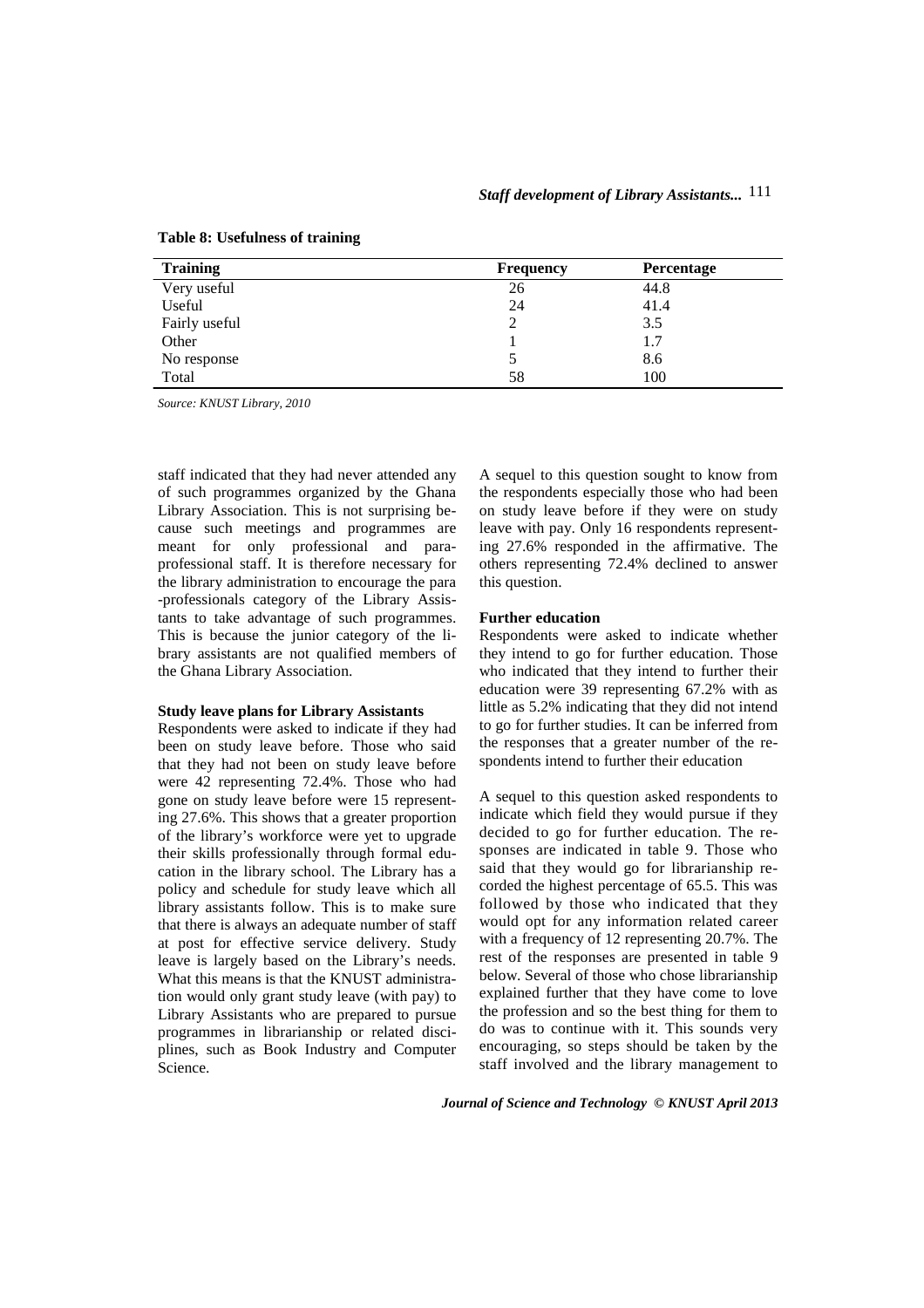**Table 8: Usefulness of training**

| Training | Frequency | Percentage |
|---|---|---|
| Very useful | 26 | 44.8 |
| Useful | 24 | 41.4 |
| Fairly useful | 2 | 3.5 |
| Other | 1 | 1.7 |
| No response | 5 | 8.6 |
| Total | 58 | 100 |

*Source: KNUST Library, 2010*

staff indicated that they had never attended any of such programmes organized by the Ghana Library Association. This is not surprising because such meetings and programmes are meant for only professional and para-professional staff. It is therefore necessary for the library administration to encourage the para-professionals category of the Library Assistants to take advantage of such programmes. This is because the junior category of the library assistants are not qualified members of the Ghana Library Association.

**Study leave plans for Library Assistants**

Respondents were asked to indicate if they had been on study leave before. Those who said that they had not been on study leave before were 42 representing 72.4%. Those who had gone on study leave before were 15 representing 27.6%. This shows that a greater proportion of the library's workforce were yet to upgrade their skills professionally through formal education in the library school. The Library has a policy and schedule for study leave which all library assistants follow. This is to make sure that there is always an adequate number of staff at post for effective service delivery. Study leave is largely based on the Library's needs. What this means is that the KNUST administration would only grant study leave (with pay) to Library Assistants who are prepared to pursue programmes in librarianship or related disciplines, such as Book Industry and Computer Science.

A sequel to this question sought to know from the respondents especially those who had been on study leave before if they were on study leave with pay. Only 16 respondents representing 27.6% responded in the affirmative. The others representing 72.4% declined to answer this question.

**Further education**

Respondents were asked to indicate whether they intend to go for further education. Those who indicated that they intend to further their education were 39 representing 67.2% with as little as 5.2% indicating that they did not intend to go for further studies. It can be inferred from the responses that a greater number of the respondents intend to further their education

A sequel to this question asked respondents to indicate which field they would pursue if they decided to go for further education. The responses are indicated in table 9. Those who said that they would go for librarianship recorded the highest percentage of 65.5. This was followed by those who indicated that they would opt for any information related career with a frequency of 12 representing 20.7%. The rest of the responses are presented in table 9 below. Several of those who chose librarianship explained further that they have come to love the profession and so the best thing for them to do was to continue with it. This sounds very encouraging, so steps should be taken by the staff involved and the library management to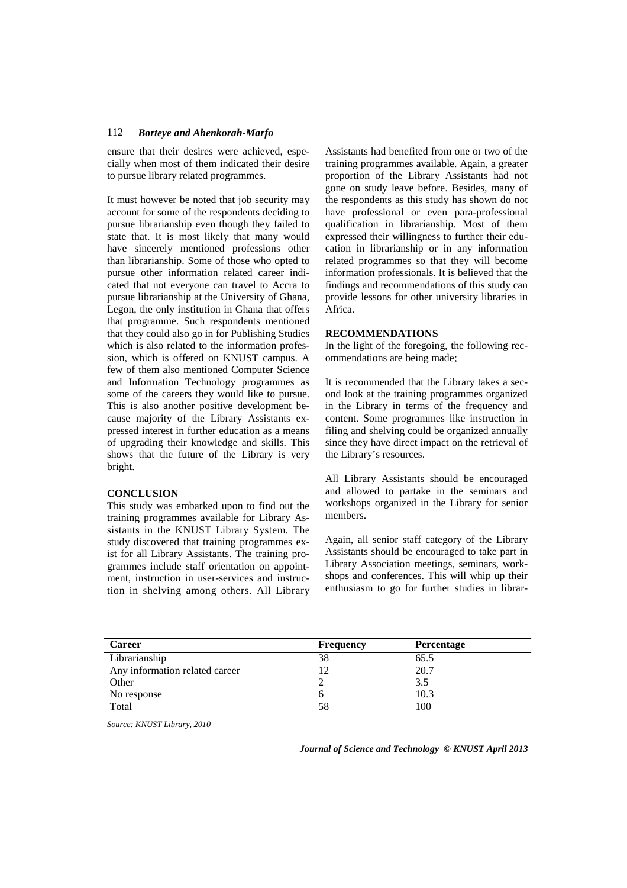ensure that their desires were achieved, especially when most of them indicated their desire to pursue library related programmes.

It must however be noted that job security may account for some of the respondents deciding to pursue librarianship even though they failed to state that. It is most likely that many would have sincerely mentioned professions other than librarianship. Some of those who opted to pursue other information related career indicated that not everyone can travel to Accra to pursue librarianship at the University of Ghana, Legon, the only institution in Ghana that offers that programme. Such respondents mentioned that they could also go in for Publishing Studies which is also related to the information profession, which is offered on KNUST campus. A few of them also mentioned Computer Science and Information Technology programmes as some of the careers they would like to pursue. This is also another positive development because majority of the Library Assistants expressed interest in further education as a means of upgrading their knowledge and skills. This shows that the future of the Library is very bright.

## CONCLUSION

This study was embarked upon to find out the training programmes available for Library Assistants in the KNUST Library System. The study discovered that training programmes exist for all Library Assistants. The training programmes include staff orientation on appointment, instruction in user-services and instruction in shelving among others. All Library Assistants had benefited from one or two of the training programmes available. Again, a greater proportion of the Library Assistants had not gone on study leave before. Besides, many of the respondents as this study has shown do not have professional or even para-professional qualification in librarianship. Most of them expressed their willingness to further their education in librarianship or in any information related programmes so that they will become information professionals. It is believed that the findings and recommendations of this study can provide lessons for other university libraries in Africa.

## RECOMMENDATIONS

In the light of the foregoing, the following recommendations are being made;

It is recommended that the Library takes a second look at the training programmes organized in the Library in terms of the frequency and content. Some programmes like instruction in filing and shelving could be organized annually since they have direct impact on the retrieval of the Library's resources.

All Library Assistants should be encouraged and allowed to partake in the seminars and workshops organized in the Library for senior members.

Again, all senior staff category of the Library Assistants should be encouraged to take part in Library Association meetings, seminars, workshops and conferences. This will whip up their enthusiasm to go for further studies in librar-

| Career | Frequency | Percentage |
|---|---|---|
| Librarianship | 38 | 65.5 |
| Any information related career | 12 | 20.7 |
| Other | 2 | 3.5 |
| No response | 6 | 10.3 |
| Total | 58 | 100 |

*Source: KNUST Library, 2010*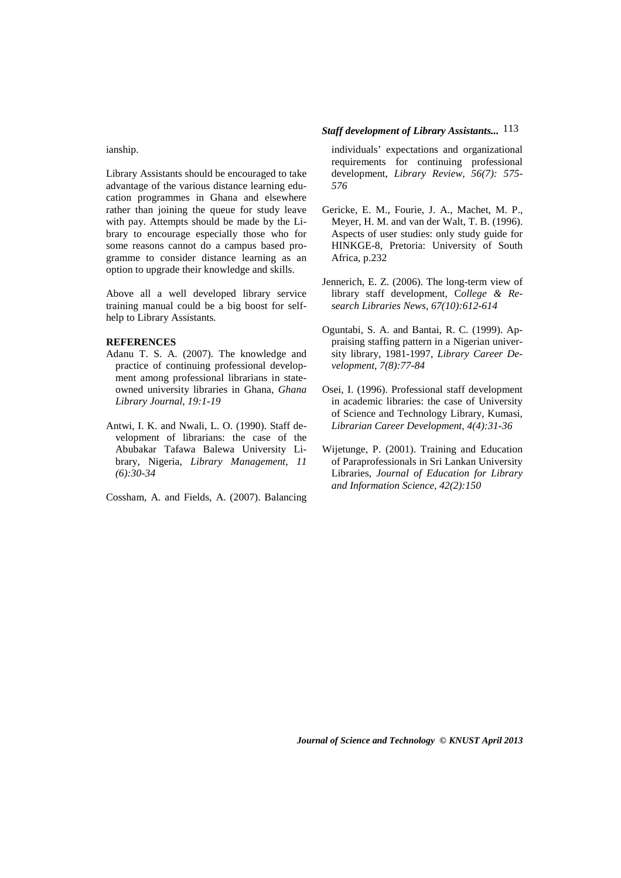ianship.

Library Assistants should be encouraged to take advantage of the various distance learning education programmes in Ghana and elsewhere rather than joining the queue for study leave with pay. Attempts should be made by the Library to encourage especially those who for some reasons cannot do a campus based programme to consider distance learning as an option to upgrade their knowledge and skills.

Above all a well developed library service training manual could be a big boost for self-help to Library Assistants.

## REFERENCES

Adanu T. S. A. (2007). The knowledge and practice of continuing professional development among professional librarians in state-owned university libraries in Ghana, *Ghana Library Journal, 19:1-19*

Antwi, I. K. and Nwali, L. O. (1990). Staff development of librarians: the case of the Abubakar Tafawa Balewa University Library, Nigeria, *Library Management, 11 (6):30-34*

Cossham, A. and Fields, A. (2007). Balancing individuals' expectations and organizational requirements for continuing professional development, *Library Review, 56(7): 575-576*

Gericke, E. M., Fourie, J. A., Machet, M. P., Meyer, H. M. and van der Walt, T. B. (1996). Aspects of user studies: only study guide for HINKGE-8, Pretoria: University of South Africa, p.232

Jennerich, E. Z. (2006). The long-term view of library staff development, *College & Research Libraries News, 67(10):612-614*

Oguntabi, S. A. and Bantai, R. C. (1999). Appraising staffing pattern in a Nigerian university library, 1981-1997, *Library Career Development, 7(8):77-84*

Osei, I. (1996). Professional staff development in academic libraries: the case of University of Science and Technology Library, Kumasi, *Librarian Career Development, 4(4):31-36*

Wijetunge, P. (2001). Training and Education of Paraprofessionals in Sri Lankan University Libraries, *Journal of Education for Library and Information Science, 42(2):150*